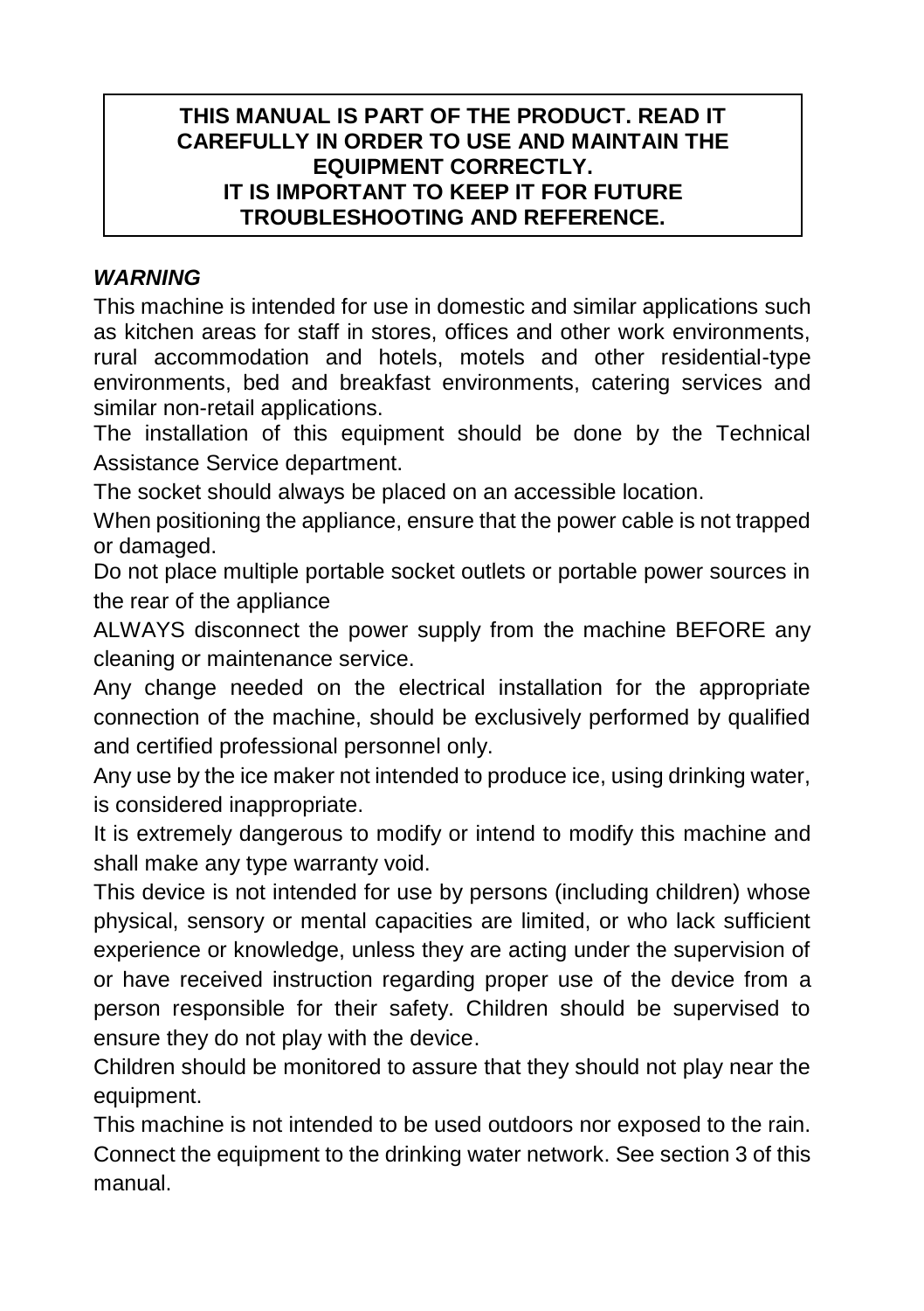**THIS MANUAL IS PART OF THE PRODUCT. READ IT CAREFULLY IN ORDER TO USE AND MAINTAIN THE EQUIPMENT CORRECTLY.**
**IT IS IMPORTANT TO KEEP IT FOR FUTURE TROUBLESHOOTING AND REFERENCE.**

***WARNING***

This machine is intended for use in domestic and similar applications such as kitchen areas for staff in stores, offices and other work environments, rural accommodation and hotels, motels and other residential-type environments, bed and breakfast environments, catering services and similar non-retail applications.

The installation of this equipment should be done by the Technical Assistance Service department.

The socket should always be placed on an accessible location.

When positioning the appliance, ensure that the power cable is not trapped or damaged.

Do not place multiple portable socket outlets or portable power sources in the rear of the appliance

ALWAYS disconnect the power supply from the machine BEFORE any cleaning or maintenance service.

Any change needed on the electrical installation for the appropriate connection of the machine, should be exclusively performed by qualified and certified professional personnel only.

Any use by the ice maker not intended to produce ice, using drinking water, is considered inappropriate.

It is extremely dangerous to modify or intend to modify this machine and shall make any type warranty void.

This device is not intended for use by persons (including children) whose physical, sensory or mental capacities are limited, or who lack sufficient experience or knowledge, unless they are acting under the supervision of or have received instruction regarding proper use of the device from a person responsible for their safety. Children should be supervised to ensure they do not play with the device.

Children should be monitored to assure that they should not play near the equipment.

This machine is not intended to be used outdoors nor exposed to the rain.

Connect the equipment to the drinking water network. See section 3 of this manual.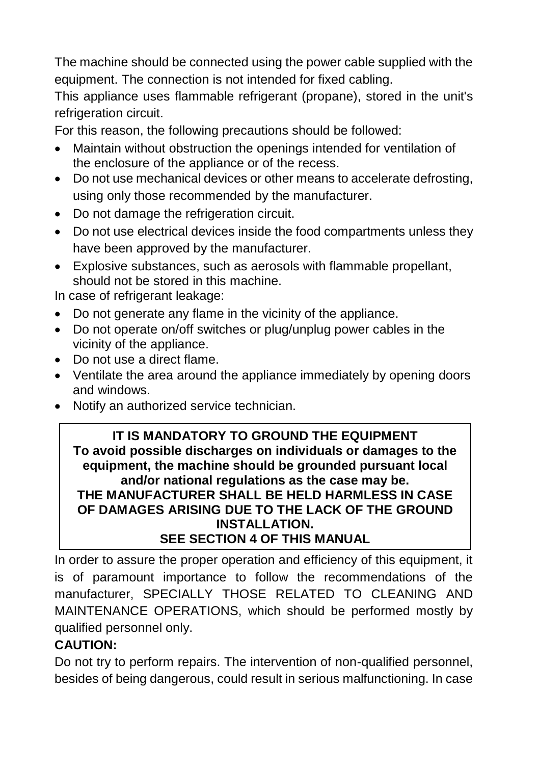The machine should be connected using the power cable supplied with the equipment. The connection is not intended for fixed cabling.

This appliance uses flammable refrigerant (propane), stored in the unit's refrigeration circuit.

For this reason, the following precautions should be followed:

- Maintain without obstruction the openings intended for ventilation of the enclosure of the appliance or of the recess.
- Do not use mechanical devices or other means to accelerate defrosting, using only those recommended by the manufacturer.
- Do not damage the refrigeration circuit.
- Do not use electrical devices inside the food compartments unless they have been approved by the manufacturer.
- Explosive substances, such as aerosols with flammable propellant, should not be stored in this machine.

In case of refrigerant leakage:

- Do not generate any flame in the vicinity of the appliance.
- Do not operate on/off switches or plug/unplug power cables in the vicinity of the appliance.
- Do not use a direct flame.
- Ventilate the area around the appliance immediately by opening doors and windows.
- Notify an authorized service technician.

**IT IS MANDATORY TO GROUND THE EQUIPMENT**
**To avoid possible discharges on individuals or damages to the equipment, the machine should be grounded pursuant local and/or national regulations as the case may be.**
**THE MANUFACTURER SHALL BE HELD HARMLESS IN CASE OF DAMAGES ARISING DUE TO THE LACK OF THE GROUND INSTALLATION.**
**SEE SECTION 4 OF THIS MANUAL**

In order to assure the proper operation and efficiency of this equipment, it is of paramount importance to follow the recommendations of the manufacturer, SPECIALLY THOSE RELATED TO CLEANING AND MAINTENANCE OPERATIONS, which should be performed mostly by qualified personnel only.

**CAUTION:**

Do not try to perform repairs. The intervention of non-qualified personnel, besides of being dangerous, could result in serious malfunctioning. In case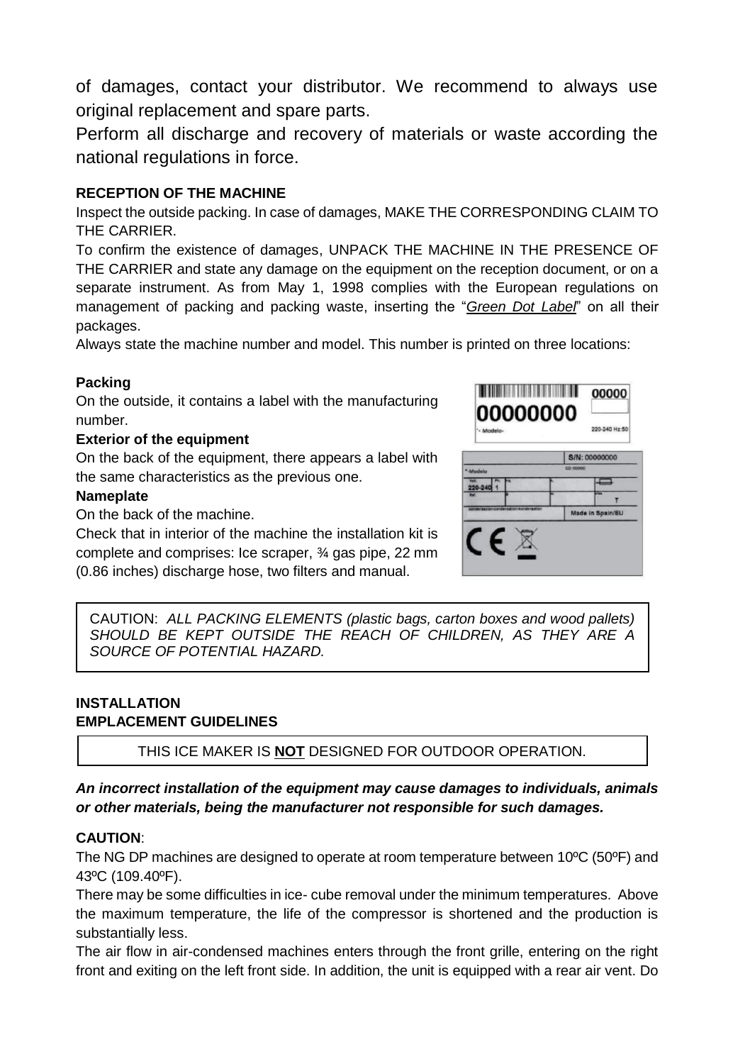of damages, contact your distributor. We recommend to always use original replacement and spare parts.

Perform all discharge and recovery of materials or waste according the national regulations in force.

**RECEPTION OF THE MACHINE**

Inspect the outside packing. In case of damages, MAKE THE CORRESPONDING CLAIM TO THE CARRIER.

To confirm the existence of damages, UNPACK THE MACHINE IN THE PRESENCE OF THE CARRIER and state any damage on the equipment on the reception document, or on a separate instrument. As from May 1, 1998 complies with the European regulations on management of packing and packing waste, inserting the "*Green Dot Label*" on all their packages.

Always state the machine number and model. This number is printed on three locations:

**Packing**

On the outside, it contains a label with the manufacturing number.

**Exterior of the equipment**

On the back of the equipment, there appears a label with the same characteristics as the previous one.

**Nameplate**

On the back of the machine.

Check that in interior of the machine the installation kit is complete and comprises: Ice scraper, ¾ gas pipe, 22 mm (0.86 inches) discharge hose, two filters and manual.

> CAUTION: *ALL PACKING ELEMENTS (plastic bags, carton boxes and wood pallets) SHOULD BE KEPT OUTSIDE THE REACH OF CHILDREN, AS THEY ARE A SOURCE OF POTENTIAL HAZARD.*

**INSTALLATION**
**EMPLACEMENT GUIDELINES**

> THIS ICE MAKER IS **NOT** DESIGNED FOR OUTDOOR OPERATION.

***An incorrect installation of the equipment may cause damages to individuals, animals or other materials, being the manufacturer not responsible for such damages.***

**CAUTION**:

The NG DP machines are designed to operate at room temperature between 10ºC (50ºF) and 43ºC (109.40ºF).

There may be some difficulties in ice- cube removal under the minimum temperatures. Above the maximum temperature, the life of the compressor is shortened and the production is substantially less.

The air flow in air-condensed machines enters through the front grille, entering on the right front and exiting on the left front side. In addition, the unit is equipped with a rear air vent. Do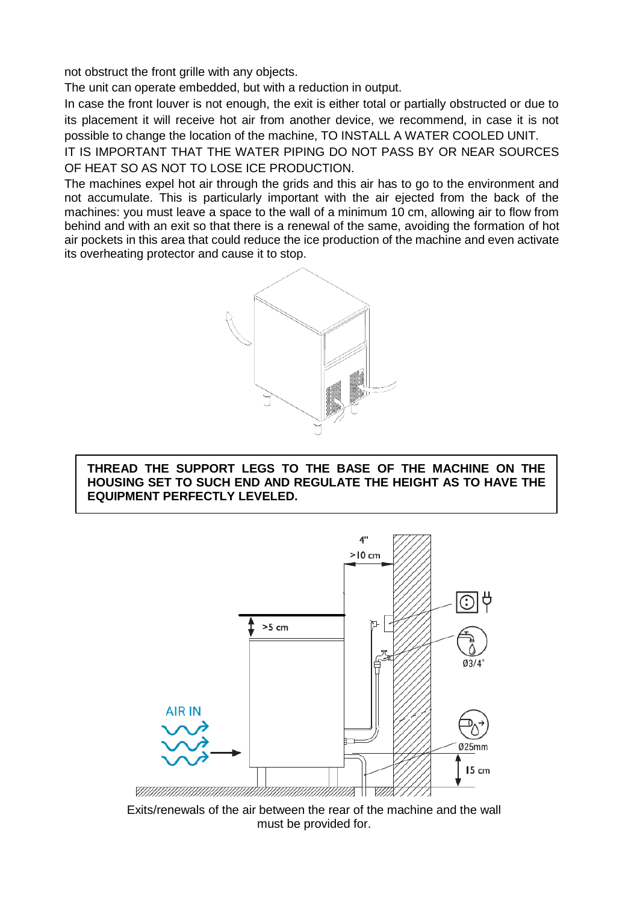not obstruct the front grille with any objects.

The unit can operate embedded, but with a reduction in output.

In case the front louver is not enough, the exit is either total or partially obstructed or due to its placement it will receive hot air from another device, we recommend, in case it is not possible to change the location of the machine, TO INSTALL A WATER COOLED UNIT.

IT IS IMPORTANT THAT THE WATER PIPING DO NOT PASS BY OR NEAR SOURCES OF HEAT SO AS NOT TO LOSE ICE PRODUCTION.

The machines expel hot air through the grids and this air has to go to the environment and not accumulate. This is particularly important with the air ejected from the back of the machines: you must leave a space to the wall of a minimum 10 cm, allowing air to flow from behind and with an exit so that there is a renewal of the same, avoiding the formation of hot air pockets in this area that could reduce the ice production of the machine and even activate its overheating protector and cause it to stop.

**THREAD THE SUPPORT LEGS TO THE BASE OF THE MACHINE ON THE HOUSING SET TO SUCH END AND REGULATE THE HEIGHT AS TO HAVE THE EQUIPMENT PERFECTLY LEVELED.**

4"
>10 cm

>5 cm

Ø3/4"

AIR IN

Ø25mm

15 cm

Exits/renewals of the air between the rear of the machine and the wall must be provided for.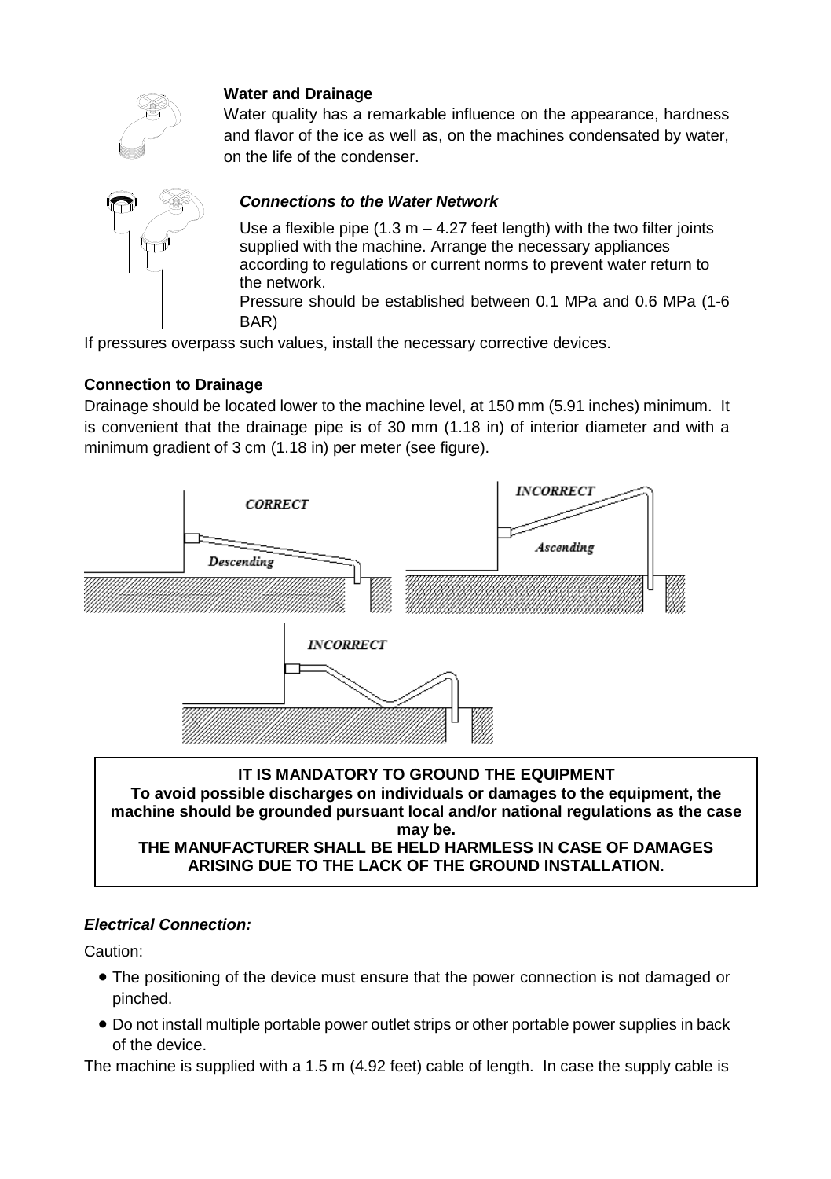**Water and Drainage**

Water quality has a remarkable influence on the appearance, hardness and flavor of the ice as well as, on the machines condensated by water, on the life of the condenser.

***Connections to the Water Network***

Use a flexible pipe (1.3 m – 4.27 feet length) with the two filter joints supplied with the machine. Arrange the necessary appliances according to regulations or current norms to prevent water return to the network.

Pressure should be established between 0.1 MPa and 0.6 MPa (1-6 BAR)

If pressures overpass such values, install the necessary corrective devices.

**Connection to Drainage**

Drainage should be located lower to the machine level, at 150 mm (5.91 inches) minimum. It is convenient that the drainage pipe is of 30 mm (1.18 in) of interior diameter and with a minimum gradient of 3 cm (1.18 in) per meter (see figure).

*CORRECT* — *Descending*

*INCORRECT* — *Ascending*

*INCORRECT*

**IT IS MANDATORY TO GROUND THE EQUIPMENT**
**To avoid possible discharges on individuals or damages to the equipment, the machine should be grounded pursuant local and/or national regulations as the case may be.**
**THE MANUFACTURER SHALL BE HELD HARMLESS IN CASE OF DAMAGES ARISING DUE TO THE LACK OF THE GROUND INSTALLATION.**

***Electrical Connection:***

Caution:

- The positioning of the device must ensure that the power connection is not damaged or pinched.
- Do not install multiple portable power outlet strips or other portable power supplies in back of the device.

The machine is supplied with a 1.5 m (4.92 feet) cable of length. In case the supply cable is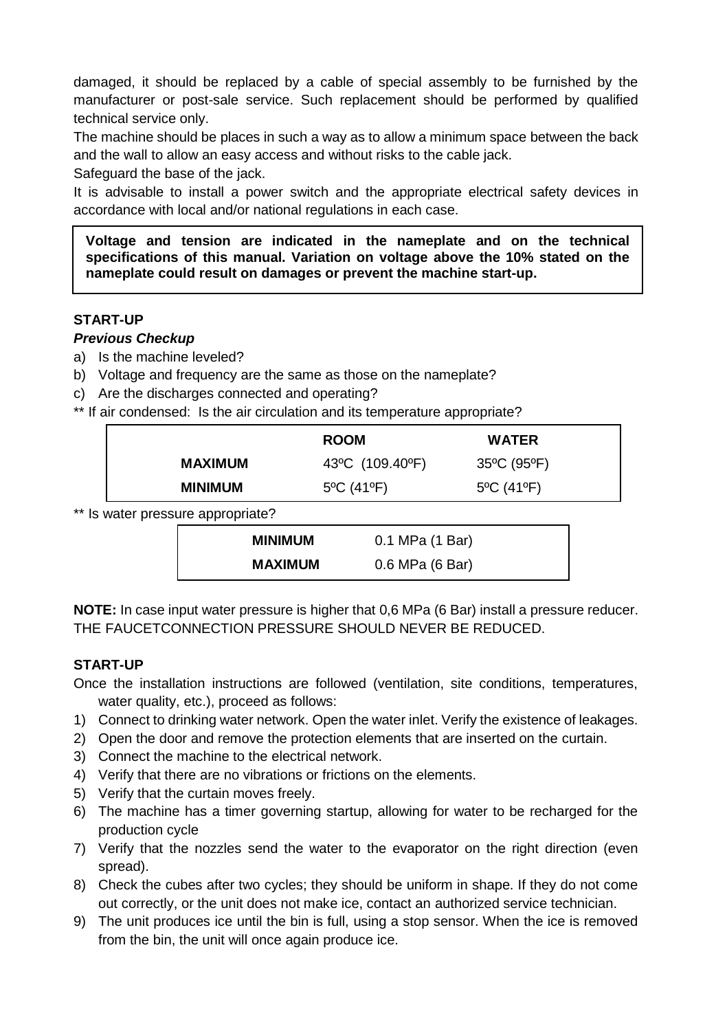damaged, it should be replaced by a cable of special assembly to be furnished by the manufacturer or post-sale service. Such replacement should be performed by qualified technical service only.

The machine should be places in such a way as to allow a minimum space between the back and the wall to allow an easy access and without risks to the cable jack.

Safeguard the base of the jack.

It is advisable to install a power switch and the appropriate electrical safety devices in accordance with local and/or national regulations in each case.

**Voltage and tension are indicated in the nameplate and on the technical specifications of this manual. Variation on voltage above the 10% stated on the nameplate could result on damages or prevent the machine start-up.**

## START-UP

***Previous Checkup***

a) Is the machine leveled?
b) Voltage and frequency are the same as those on the nameplate?
c) Are the discharges connected and operating?

** If air condensed: Is the air circulation and its temperature appropriate?

| | ROOM | WATER |
|---|---|---|
| **MAXIMUM** | 43ºC (109.40ºF) | 35ºC (95ºF) |
| **MINIMUM** | 5ºC (41ºF) | 5ºC (41ºF) |

** Is water pressure appropriate?

| | |
|---|---|
| **MINIMUM** | 0.1 MPa (1 Bar) |
| **MAXIMUM** | 0.6 MPa (6 Bar) |

**NOTE:** In case input water pressure is higher that 0,6 MPa (6 Bar) install a pressure reducer. THE FAUCETCONNECTION PRESSURE SHOULD NEVER BE REDUCED.

## START-UP

Once the installation instructions are followed (ventilation, site conditions, temperatures, water quality, etc.), proceed as follows:

1) Connect to drinking water network. Open the water inlet. Verify the existence of leakages.
2) Open the door and remove the protection elements that are inserted on the curtain.
3) Connect the machine to the electrical network.
4) Verify that there are no vibrations or frictions on the elements.
5) Verify that the curtain moves freely.
6) The machine has a timer governing startup, allowing for water to be recharged for the production cycle
7) Verify that the nozzles send the water to the evaporator on the right direction (even spread).
8) Check the cubes after two cycles; they should be uniform in shape. If they do not come out correctly, or the unit does not make ice, contact an authorized service technician.
9) The unit produces ice until the bin is full, using a stop sensor. When the ice is removed from the bin, the unit will once again produce ice.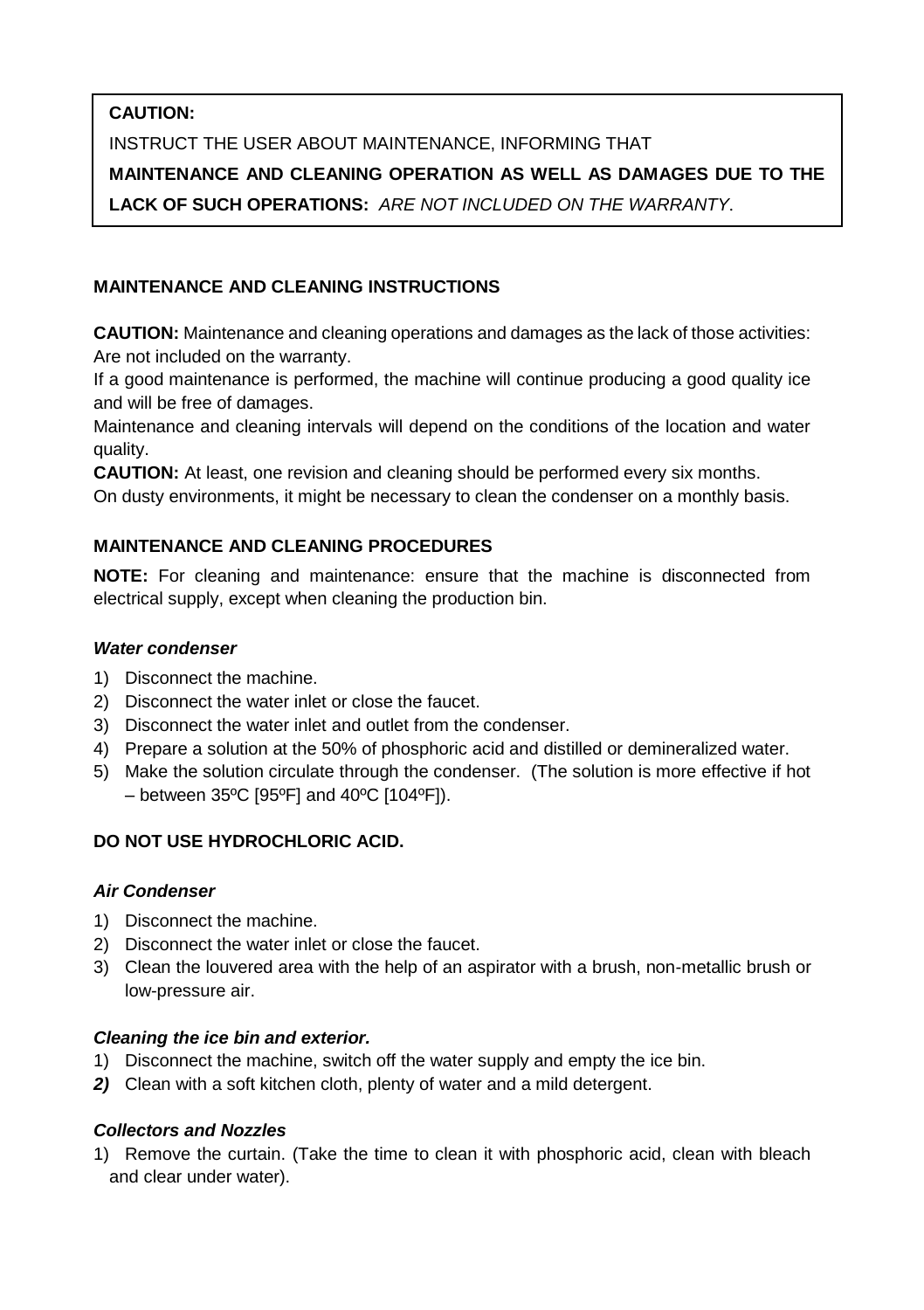**CAUTION:**

INSTRUCT THE USER ABOUT MAINTENANCE, INFORMING THAT

**MAINTENANCE AND CLEANING OPERATION AS WELL AS DAMAGES DUE TO THE LACK OF SUCH OPERATIONS:** *ARE NOT INCLUDED ON THE WARRANTY*.

## MAINTENANCE AND CLEANING INSTRUCTIONS

**CAUTION:** Maintenance and cleaning operations and damages as the lack of those activities: Are not included on the warranty.

If a good maintenance is performed, the machine will continue producing a good quality ice and will be free of damages.

Maintenance and cleaning intervals will depend on the conditions of the location and water quality.

**CAUTION:** At least, one revision and cleaning should be performed every six months.

On dusty environments, it might be necessary to clean the condenser on a monthly basis.

## MAINTENANCE AND CLEANING PROCEDURES

**NOTE:** For cleaning and maintenance: ensure that the machine is disconnected from electrical supply, except when cleaning the production bin.

### *Water condenser*

1) Disconnect the machine.
2) Disconnect the water inlet or close the faucet.
3) Disconnect the water inlet and outlet from the condenser.
4) Prepare a solution at the 50% of phosphoric acid and distilled or demineralized water.
5) Make the solution circulate through the condenser. (The solution is more effective if hot – between 35ºC [95ºF] and 40ºC [104ºF]).

**DO NOT USE HYDROCHLORIC ACID.**

### *Air Condenser*

1) Disconnect the machine.
2) Disconnect the water inlet or close the faucet.
3) Clean the louvered area with the help of an aspirator with a brush, non-metallic brush or low-pressure air.

### *Cleaning the ice bin and exterior.*

1) Disconnect the machine, switch off the water supply and empty the ice bin.
2) Clean with a soft kitchen cloth, plenty of water and a mild detergent.

### *Collectors and Nozzles*

1) Remove the curtain. (Take the time to clean it with phosphoric acid, clean with bleach and clear under water).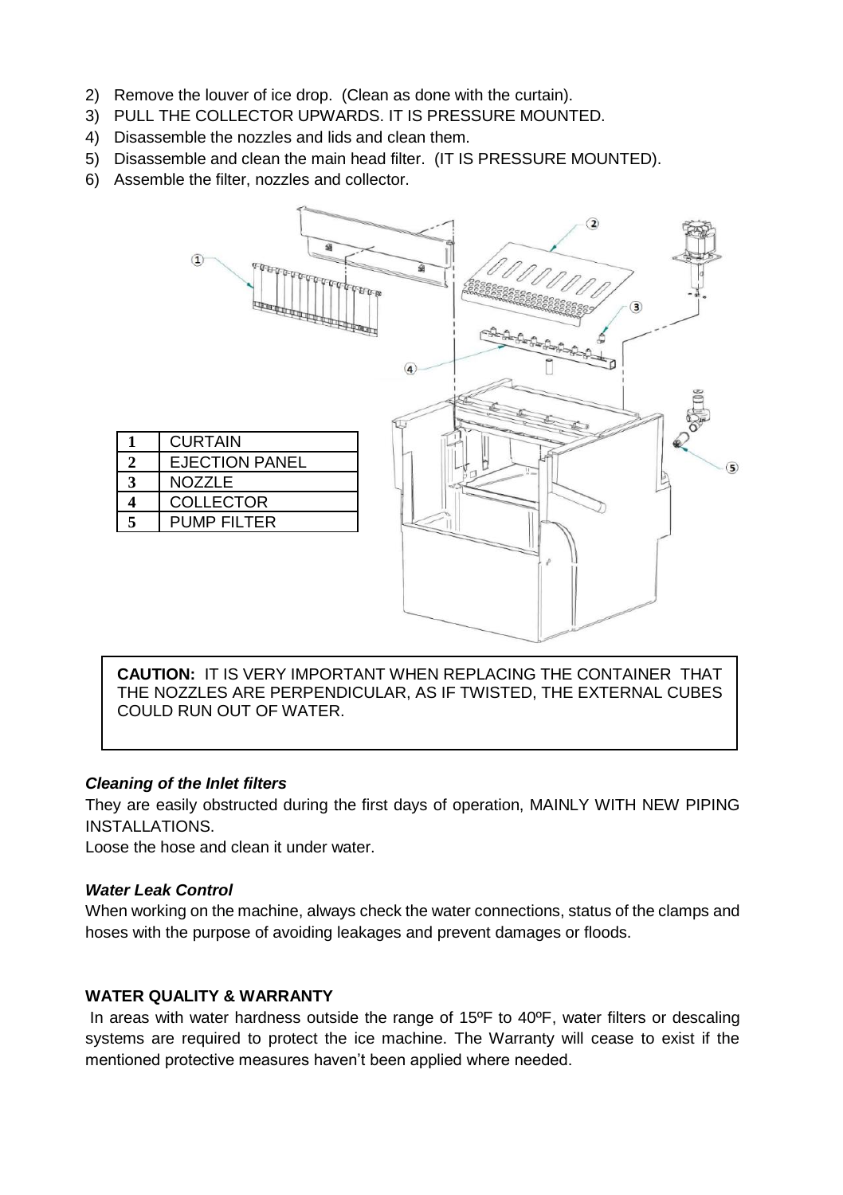2) Remove the louver of ice drop. (Clean as done with the curtain).
3) PULL THE COLLECTOR UPWARDS. IT IS PRESSURE MOUNTED.
4) Disassemble the nozzles and lids and clean them.
5) Disassemble and clean the main head filter. (IT IS PRESSURE MOUNTED).
6) Assemble the filter, nozzles and collector.

| | |
|---|---|
| 1 | CURTAIN |
| 2 | EJECTION PANEL |
| 3 | NOZZLE |
| 4 | COLLECTOR |
| 5 | PUMP FILTER |

**CAUTION:** IT IS VERY IMPORTANT WHEN REPLACING THE CONTAINER THAT THE NOZZLES ARE PERPENDICULAR, AS IF TWISTED, THE EXTERNAL CUBES COULD RUN OUT OF WATER.

***Cleaning of the Inlet filters***

They are easily obstructed during the first days of operation, MAINLY WITH NEW PIPING INSTALLATIONS.

Loose the hose and clean it under water.

***Water Leak Control***

When working on the machine, always check the water connections, status of the clamps and hoses with the purpose of avoiding leakages and prevent damages or floods.

**WATER QUALITY & WARRANTY**

In areas with water hardness outside the range of 15ºF to 40ºF, water filters or descaling systems are required to protect the ice machine. The Warranty will cease to exist if the mentioned protective measures haven't been applied where needed.